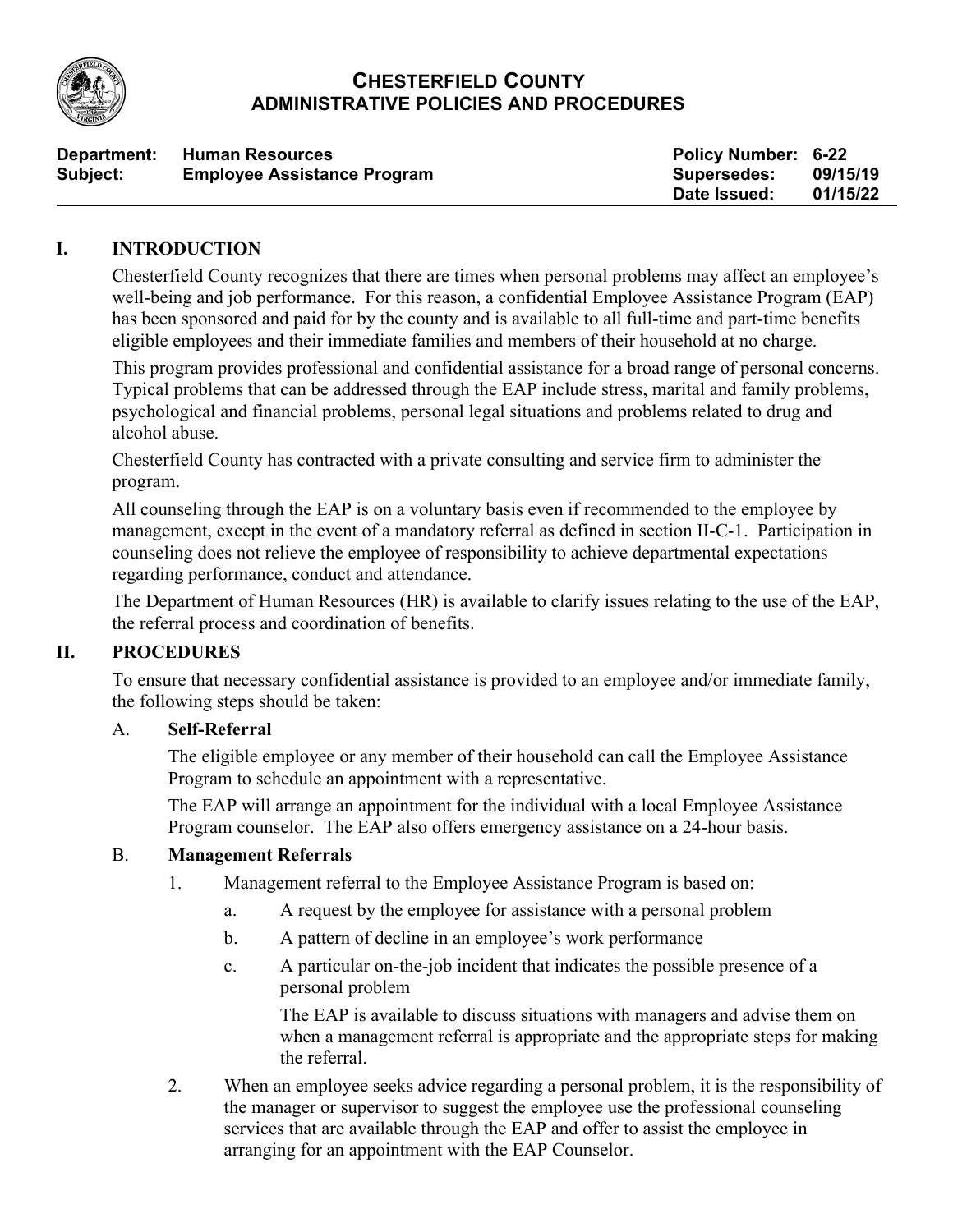# CHESTERFIELD COUNTY
## ADMINISTRATIVE POLICIES AND PROCEDURES

| | | | |
|---|---|---|---|
| **Department:** | **Human Resources** | **Policy Number:** | **6-22** |
| **Subject:** | **Employee Assistance Program** | **Supersedes:** | **09/15/19** |
| | | **Date Issued:** | **01/15/22** |

## I. INTRODUCTION

Chesterfield County recognizes that there are times when personal problems may affect an employee's well-being and job performance. For this reason, a confidential Employee Assistance Program (EAP) has been sponsored and paid for by the county and is available to all full-time and part-time benefits eligible employees and their immediate families and members of their household at no charge.

This program provides professional and confidential assistance for a broad range of personal concerns. Typical problems that can be addressed through the EAP include stress, marital and family problems, psychological and financial problems, personal legal situations and problems related to drug and alcohol abuse.

Chesterfield County has contracted with a private consulting and service firm to administer the program.

All counseling through the EAP is on a voluntary basis even if recommended to the employee by management, except in the event of a mandatory referral as defined in section II-C-1. Participation in counseling does not relieve the employee of responsibility to achieve departmental expectations regarding performance, conduct and attendance.

The Department of Human Resources (HR) is available to clarify issues relating to the use of the EAP, the referral process and coordination of benefits.

## II. PROCEDURES

To ensure that necessary confidential assistance is provided to an employee and/or immediate family, the following steps should be taken:

### A. Self-Referral

The eligible employee or any member of their household can call the Employee Assistance Program to schedule an appointment with a representative.

The EAP will arrange an appointment for the individual with a local Employee Assistance Program counselor. The EAP also offers emergency assistance on a 24-hour basis.

### B. Management Referrals

1. Management referral to the Employee Assistance Program is based on:
   a. A request by the employee for assistance with a personal problem
   b. A pattern of decline in an employee's work performance
   c. A particular on-the-job incident that indicates the possible presence of a personal problem

      The EAP is available to discuss situations with managers and advise them on when a management referral is appropriate and the appropriate steps for making the referral.

2. When an employee seeks advice regarding a personal problem, it is the responsibility of the manager or supervisor to suggest the employee use the professional counseling services that are available through the EAP and offer to assist the employee in arranging for an appointment with the EAP Counselor.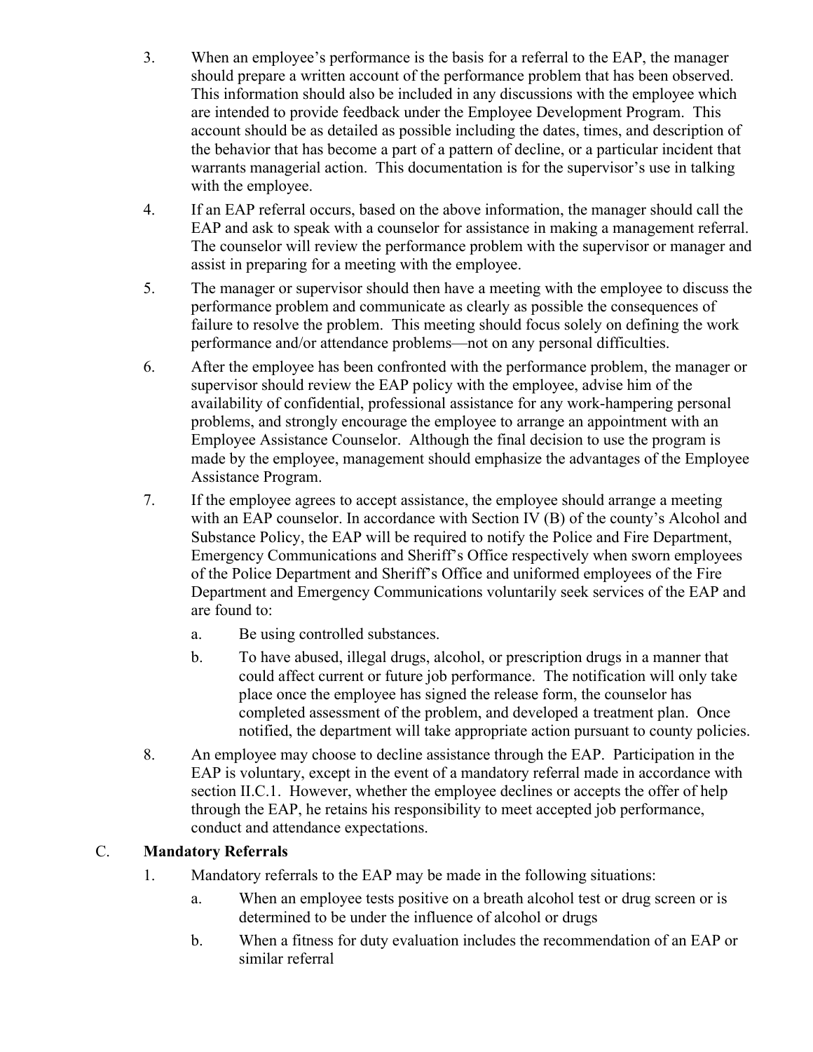3. When an employee's performance is the basis for a referral to the EAP, the manager should prepare a written account of the performance problem that has been observed. This information should also be included in any discussions with the employee which are intended to provide feedback under the Employee Development Program. This account should be as detailed as possible including the dates, times, and description of the behavior that has become a part of a pattern of decline, or a particular incident that warrants managerial action. This documentation is for the supervisor's use in talking with the employee.

4. If an EAP referral occurs, based on the above information, the manager should call the EAP and ask to speak with a counselor for assistance in making a management referral. The counselor will review the performance problem with the supervisor or manager and assist in preparing for a meeting with the employee.

5. The manager or supervisor should then have a meeting with the employee to discuss the performance problem and communicate as clearly as possible the consequences of failure to resolve the problem. This meeting should focus solely on defining the work performance and/or attendance problems—not on any personal difficulties.

6. After the employee has been confronted with the performance problem, the manager or supervisor should review the EAP policy with the employee, advise him of the availability of confidential, professional assistance for any work-hampering personal problems, and strongly encourage the employee to arrange an appointment with an Employee Assistance Counselor. Although the final decision to use the program is made by the employee, management should emphasize the advantages of the Employee Assistance Program.

7. If the employee agrees to accept assistance, the employee should arrange a meeting with an EAP counselor. In accordance with Section IV (B) of the county's Alcohol and Substance Policy, the EAP will be required to notify the Police and Fire Department, Emergency Communications and Sheriff's Office respectively when sworn employees of the Police Department and Sheriff's Office and uniformed employees of the Fire Department and Emergency Communications voluntarily seek services of the EAP and are found to:

   a. Be using controlled substances.

   b. To have abused, illegal drugs, alcohol, or prescription drugs in a manner that could affect current or future job performance. The notification will only take place once the employee has signed the release form, the counselor has completed assessment of the problem, and developed a treatment plan. Once notified, the department will take appropriate action pursuant to county policies.

8. An employee may choose to decline assistance through the EAP. Participation in the EAP is voluntary, except in the event of a mandatory referral made in accordance with section II.C.1. However, whether the employee declines or accepts the offer of help through the EAP, he retains his responsibility to meet accepted job performance, conduct and attendance expectations.

## C. Mandatory Referrals

1. Mandatory referrals to the EAP may be made in the following situations:

   a. When an employee tests positive on a breath alcohol test or drug screen or is determined to be under the influence of alcohol or drugs

   b. When a fitness for duty evaluation includes the recommendation of an EAP or similar referral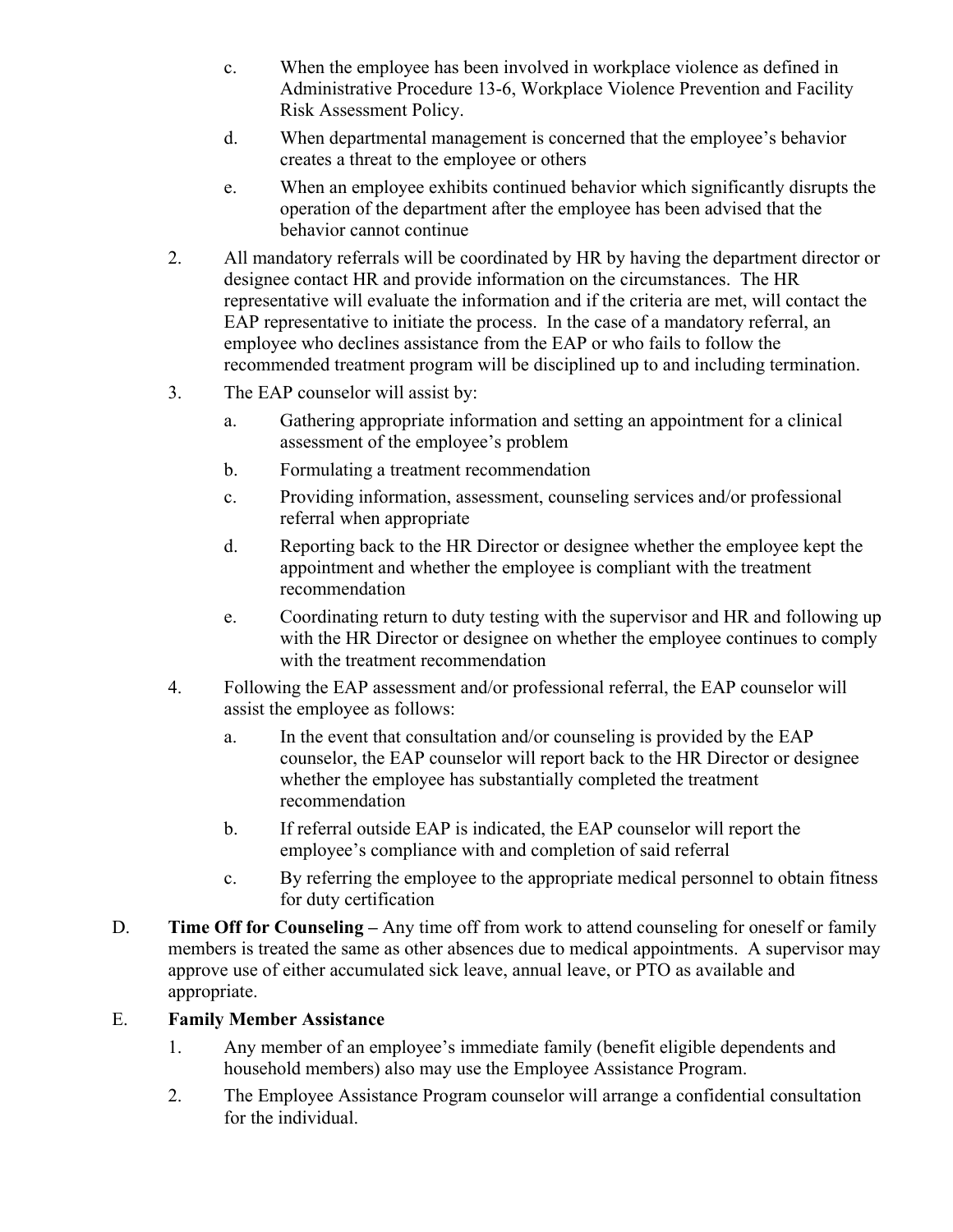c. When the employee has been involved in workplace violence as defined in Administrative Procedure 13-6, Workplace Violence Prevention and Facility Risk Assessment Policy.

   d. When departmental management is concerned that the employee's behavior creates a threat to the employee or others

   e. When an employee exhibits continued behavior which significantly disrupts the operation of the department after the employee has been advised that the behavior cannot continue

2. All mandatory referrals will be coordinated by HR by having the department director or designee contact HR and provide information on the circumstances. The HR representative will evaluate the information and if the criteria are met, will contact the EAP representative to initiate the process. In the case of a mandatory referral, an employee who declines assistance from the EAP or who fails to follow the recommended treatment program will be disciplined up to and including termination.

3. The EAP counselor will assist by:

   a. Gathering appropriate information and setting an appointment for a clinical assessment of the employee's problem

   b. Formulating a treatment recommendation

   c. Providing information, assessment, counseling services and/or professional referral when appropriate

   d. Reporting back to the HR Director or designee whether the employee kept the appointment and whether the employee is compliant with the treatment recommendation

   e. Coordinating return to duty testing with the supervisor and HR and following up with the HR Director or designee on whether the employee continues to comply with the treatment recommendation

4. Following the EAP assessment and/or professional referral, the EAP counselor will assist the employee as follows:

   a. In the event that consultation and/or counseling is provided by the EAP counselor, the EAP counselor will report back to the HR Director or designee whether the employee has substantially completed the treatment recommendation

   b. If referral outside EAP is indicated, the EAP counselor will report the employee's compliance with and completion of said referral

   c. By referring the employee to the appropriate medical personnel to obtain fitness for duty certification

D. **Time Off for Counseling –** Any time off from work to attend counseling for oneself or family members is treated the same as other absences due to medical appointments. A supervisor may approve use of either accumulated sick leave, annual leave, or PTO as available and appropriate.

E. **Family Member Assistance**

1. Any member of an employee's immediate family (benefit eligible dependents and household members) also may use the Employee Assistance Program.

2. The Employee Assistance Program counselor will arrange a confidential consultation for the individual.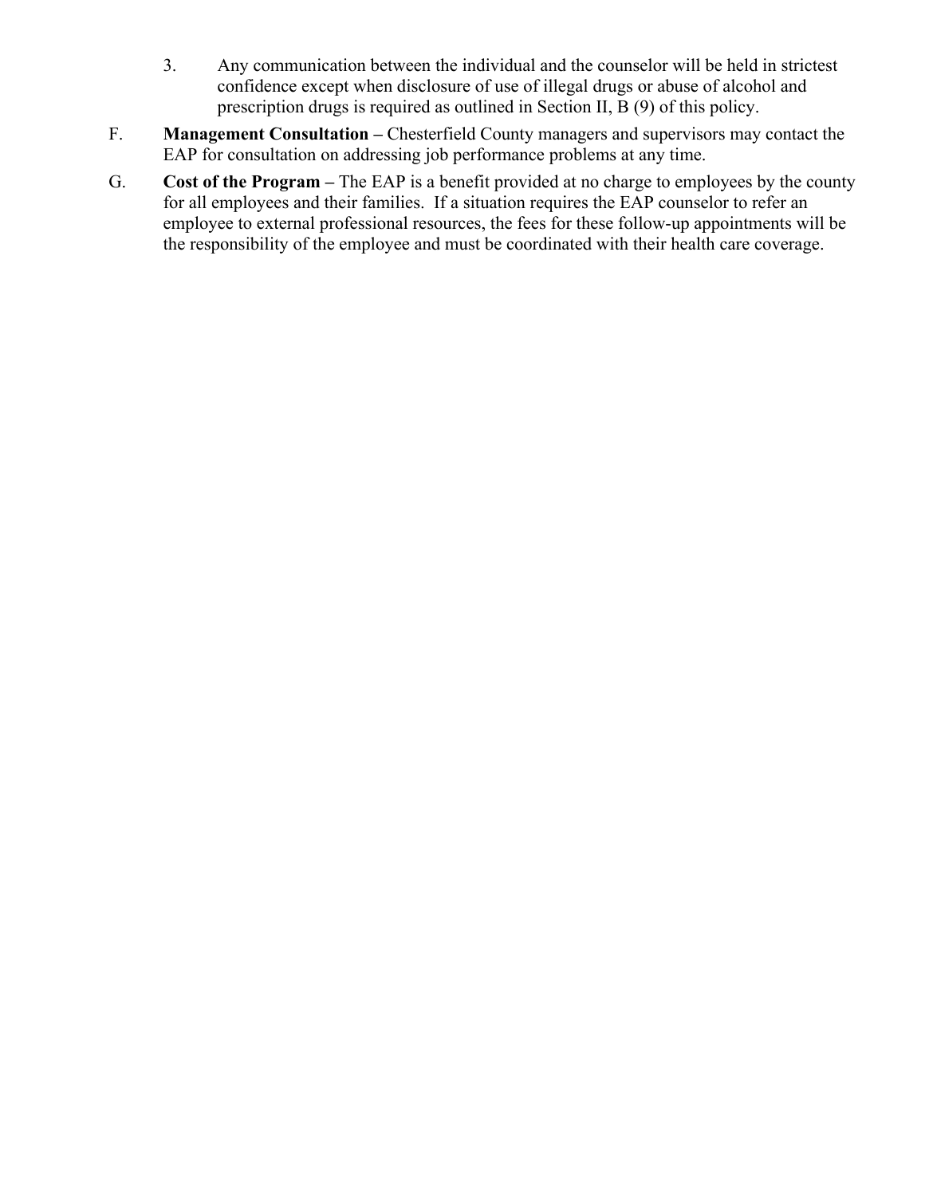3. Any communication between the individual and the counselor will be held in strictest confidence except when disclosure of use of illegal drugs or abuse of alcohol and prescription drugs is required as outlined in Section II, B (9) of this policy.

F. **Management Consultation –** Chesterfield County managers and supervisors may contact the EAP for consultation on addressing job performance problems at any time.

G. **Cost of the Program –** The EAP is a benefit provided at no charge to employees by the county for all employees and their families. If a situation requires the EAP counselor to refer an employee to external professional resources, the fees for these follow-up appointments will be the responsibility of the employee and must be coordinated with their health care coverage.